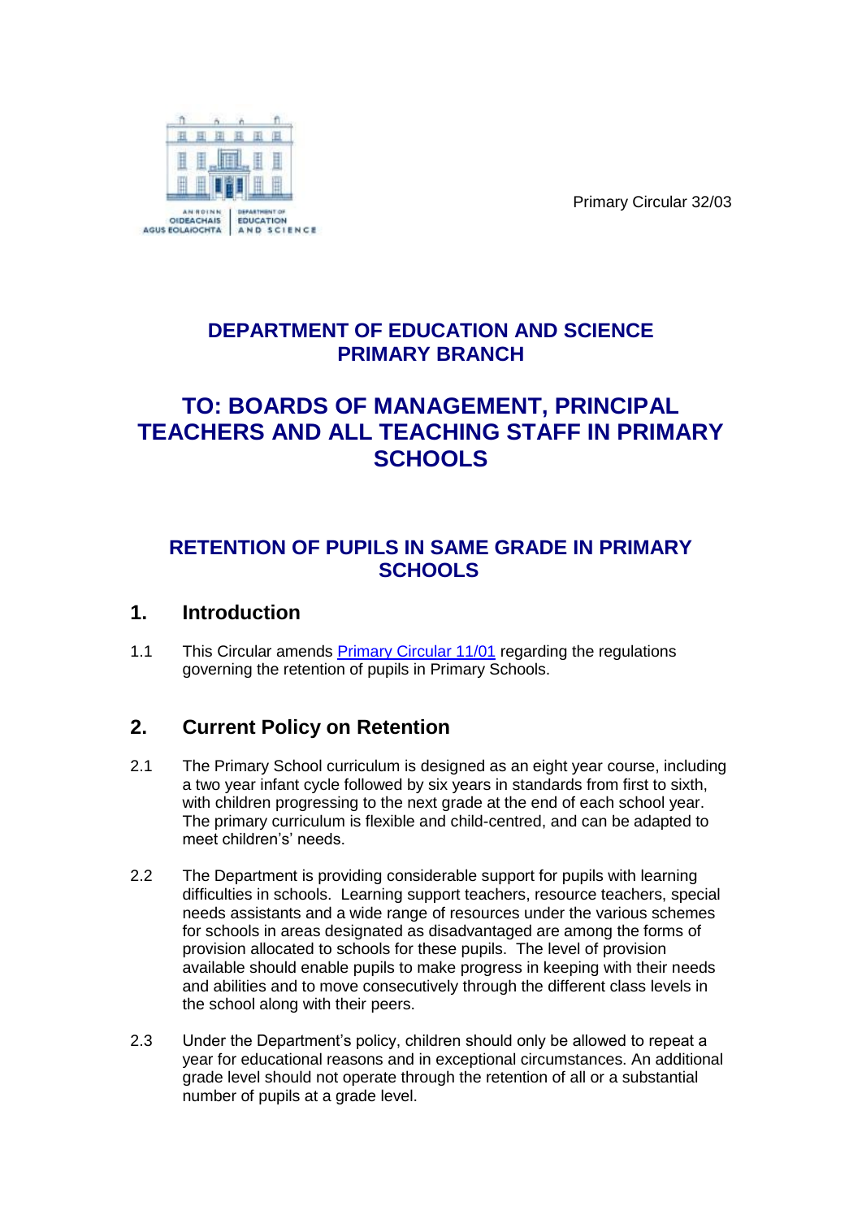Primary Circular 32/03

# DEPARTMENT OF EDUCATION AND SCIENCE
# PRIMARY BRANCH

# TO: BOARDS OF MANAGEMENT, PRINCIPAL TEACHERS AND ALL TEACHING STAFF IN PRIMARY SCHOOLS

## RETENTION OF PUPILS IN SAME GRADE IN PRIMARY SCHOOLS

## 1. Introduction

1.1 This Circular amends Primary Circular 11/01 regarding the regulations governing the retention of pupils in Primary Schools.

## 2. Current Policy on Retention

2.1 The Primary School curriculum is designed as an eight year course, including a two year infant cycle followed by six years in standards from first to sixth, with children progressing to the next grade at the end of each school year. The primary curriculum is flexible and child-centred, and can be adapted to meet children's' needs.

2.2 The Department is providing considerable support for pupils with learning difficulties in schools. Learning support teachers, resource teachers, special needs assistants and a wide range of resources under the various schemes for schools in areas designated as disadvantaged are among the forms of provision allocated to schools for these pupils. The level of provision available should enable pupils to make progress in keeping with their needs and abilities and to move consecutively through the different class levels in the school along with their peers.

2.3 Under the Department's policy, children should only be allowed to repeat a year for educational reasons and in exceptional circumstances. An additional grade level should not operate through the retention of all or a substantial number of pupils at a grade level.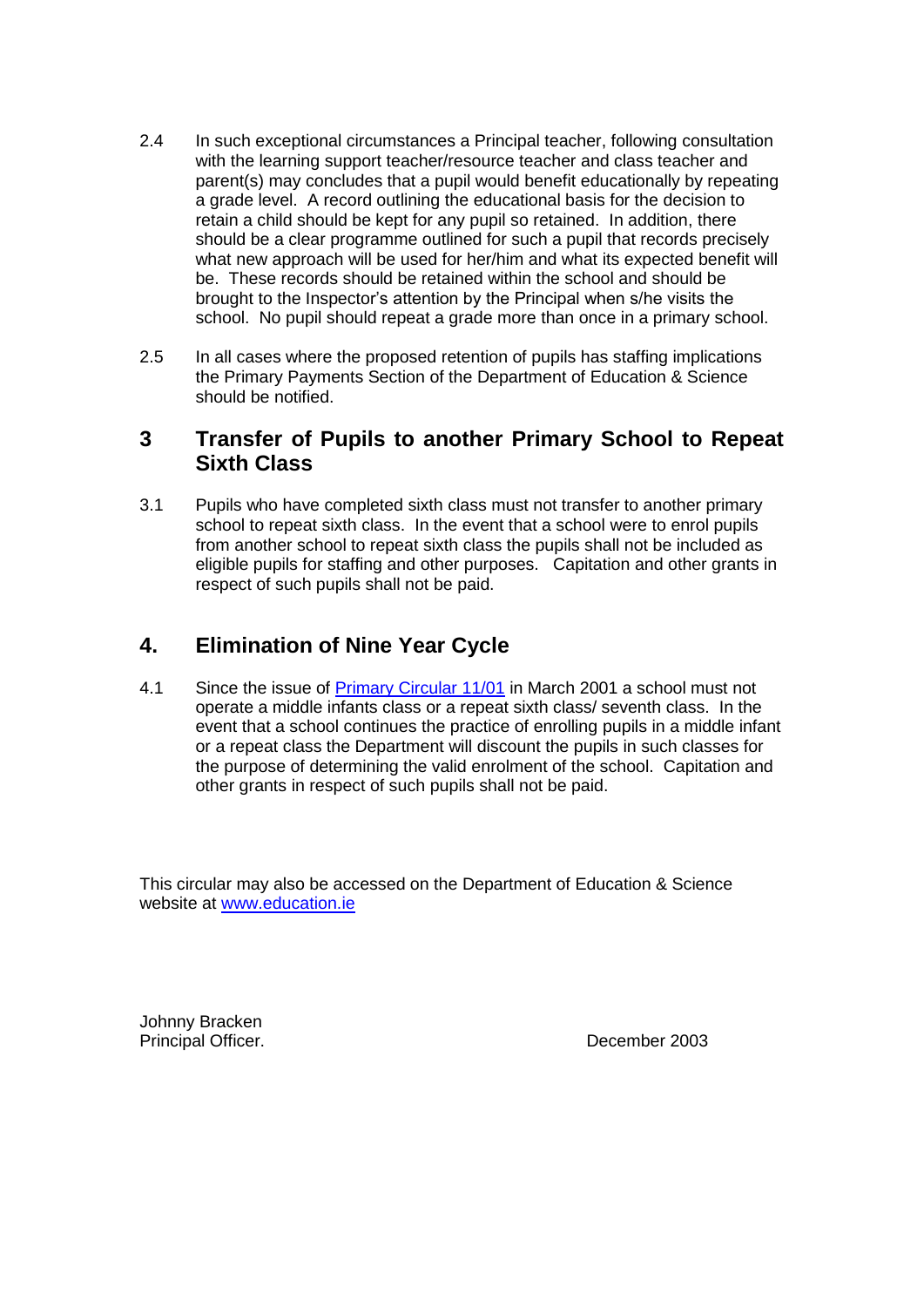2.4 In such exceptional circumstances a Principal teacher, following consultation with the learning support teacher/resource teacher and class teacher and parent(s) may concludes that a pupil would benefit educationally by repeating a grade level. A record outlining the educational basis for the decision to retain a child should be kept for any pupil so retained. In addition, there should be a clear programme outlined for such a pupil that records precisely what new approach will be used for her/him and what its expected benefit will be. These records should be retained within the school and should be brought to the Inspector's attention by the Principal when s/he visits the school. No pupil should repeat a grade more than once in a primary school.

2.5 In all cases where the proposed retention of pupils has staffing implications the Primary Payments Section of the Department of Education & Science should be notified.

## 3 Transfer of Pupils to another Primary School to Repeat Sixth Class

3.1 Pupils who have completed sixth class must not transfer to another primary school to repeat sixth class. In the event that a school were to enrol pupils from another school to repeat sixth class the pupils shall not be included as eligible pupils for staffing and other purposes. Capitation and other grants in respect of such pupils shall not be paid.

## 4. Elimination of Nine Year Cycle

4.1 Since the issue of [Primary Circular 11/01] in March 2001 a school must not operate a middle infants class or a repeat sixth class/ seventh class. In the event that a school continues the practice of enrolling pupils in a middle infant or a repeat class the Department will discount the pupils in such classes for the purpose of determining the valid enrolment of the school. Capitation and other grants in respect of such pupils shall not be paid.

This circular may also be accessed on the Department of Education & Science website at www.education.ie

Johnny Bracken
Principal Officer.

December 2003